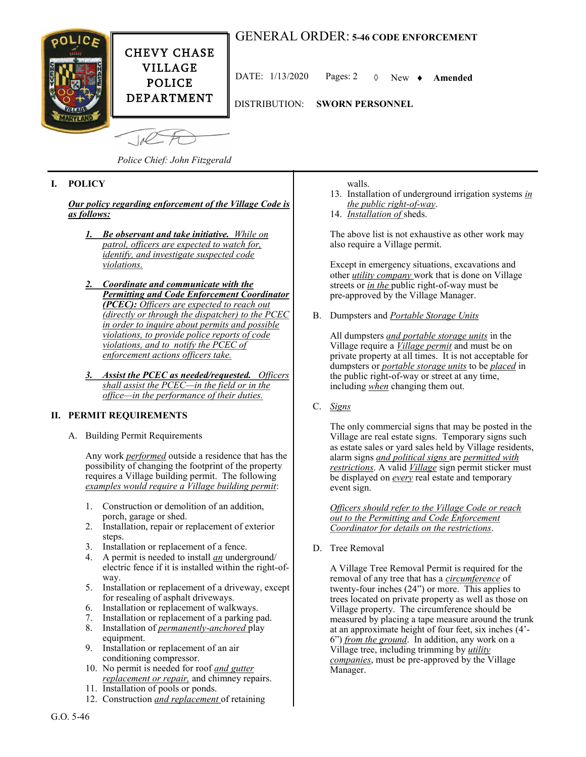CHEVY CHASE VILLAGE POLICE DEPARTMENT

# GENERAL ORDER: 5-46 CODE ENFORCEMENT

DATE: 1/13/2020 Pages: 2 ◊ New ♦ **Amended**

DISTRIBUTION: **SWORN PERSONNEL**

*Police Chief: John Fitzgerald*

## I. POLICY

***Our policy regarding enforcement of the Village Code is as follows:***

1. ***Be observant and take initiative.*** *While on patrol, officers are expected to watch for, identify, and investigate suspected code violations.*

2. ***Coordinate and communicate with the Permitting and Code Enforcement Coordinator (PCEC):*** *Officers are expected to reach out (directly or through the dispatcher) to the PCEC in order to inquire about permits and possible violations, to provide police reports of code violations, and to notify the PCEC of enforcement actions officers take.*

3. ***Assist the PCEC as needed/requested.*** *Officers shall assist the PCEC—in the field or in the office—in the performance of their duties.*

## II. PERMIT REQUIREMENTS

### A. Building Permit Requirements

Any work *performed* outside a residence that has the possibility of changing the footprint of the property requires a Village building permit. The following *examples would require a Village building permit*:

1. Construction or demolition of an addition, porch, garage or shed.
2. Installation, repair or replacement of exterior steps.
3. Installation or replacement of a fence.
4. A permit is needed to install *an* underground/ electric fence if it is installed within the right-of-way.
5. Installation or replacement of a driveway, except for resealing of asphalt driveways.
6. Installation or replacement of walkways.
7. Installation or replacement of a parking pad.
8. Installation of *permanently-anchored* play equipment.
9. Installation or replacement of an air conditioning compressor.
10. No permit is needed for roof *and gutter replacement or repair,* and chimney repairs.
11. Installation of pools or ponds.
12. Construction *and replacement* of retaining walls.
13. Installation of underground irrigation systems *in the public right-of-way*.
14. *Installation of* sheds.

The above list is not exhaustive as other work may also require a Village permit.

Except in emergency situations, excavations and other *utility company* work that is done on Village streets or *in the* public right-of-way must be pre-approved by the Village Manager.

### B. Dumpsters and *Portable Storage Units*

All dumpsters *and portable storage units* in the Village require a *Village permit* and must be on private property at all times. It is not acceptable for dumpsters or *portable storage units* to be *placed* in the public right-of-way or street at any time, including *when* changing them out.

### C. *Signs*

The only commercial signs that may be posted in the Village are real estate signs. Temporary signs such as estate sales or yard sales held by Village residents, alarm signs *and political signs* are *permitted with restrictions*. A valid *Village* sign permit sticker must be displayed on *every* real estate and temporary event sign.

*Officers should refer to the Village Code or reach out to the Permitting and Code Enforcement Coordinator for details on the restrictions*.

### D. Tree Removal

A Village Tree Removal Permit is required for the removal of any tree that has a *circumference* of twenty-four inches (24") or more. This applies to trees located on private property as well as those on Village property. The circumference should be measured by placing a tape measure around the trunk at an approximate height of four feet, six inches (4'-6") *from the ground*. In addition, any work on a Village tree, including trimming by *utility companies*, must be pre-approved by the Village Manager.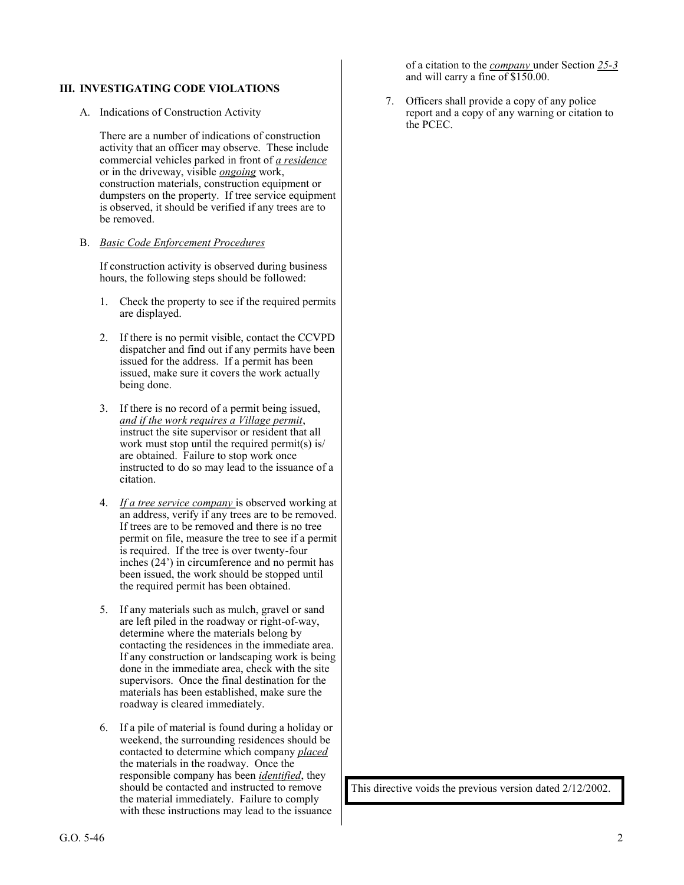## III. INVESTIGATING CODE VIOLATIONS

A. Indications of Construction Activity

There are a number of indications of construction activity that an officer may observe. These include commercial vehicles parked in front of *a residence* or in the driveway, visible *ongoing* work, construction materials, construction equipment or dumpsters on the property. If tree service equipment is observed, it should be verified if any trees are to be removed.

B. *Basic Code Enforcement Procedures*

If construction activity is observed during business hours, the following steps should be followed:

1. Check the property to see if the required permits are displayed.

2. If there is no permit visible, contact the CCVPD dispatcher and find out if any permits have been issued for the address. If a permit has been issued, make sure it covers the work actually being done.

3. If there is no record of a permit being issued, *and if the work requires a Village permit*, instruct the site supervisor or resident that all work must stop until the required permit(s) is/are obtained. Failure to stop work once instructed to do so may lead to the issuance of a citation.

4. *If a tree service company* is observed working at an address, verify if any trees are to be removed. If trees are to be removed and there is no tree permit on file, measure the tree to see if a permit is required. If the tree is over twenty-four inches (24') in circumference and no permit has been issued, the work should be stopped until the required permit has been obtained.

5. If any materials such as mulch, gravel or sand are left piled in the roadway or right-of-way, determine where the materials belong by contacting the residences in the immediate area. If any construction or landscaping work is being done in the immediate area, check with the site supervisors. Once the final destination for the materials has been established, make sure the roadway is cleared immediately.

6. If a pile of material is found during a holiday or weekend, the surrounding residences should be contacted to determine which company *placed* the materials in the roadway. Once the responsible company has been *identified*, they should be contacted and instructed to remove the material immediately. Failure to comply with these instructions may lead to the issuance of a citation to the *company* under Section *25-3* and will carry a fine of $150.00.

7. Officers shall provide a copy of any police report and a copy of any warning or citation to the PCEC.

This directive voids the previous version dated 2/12/2002.